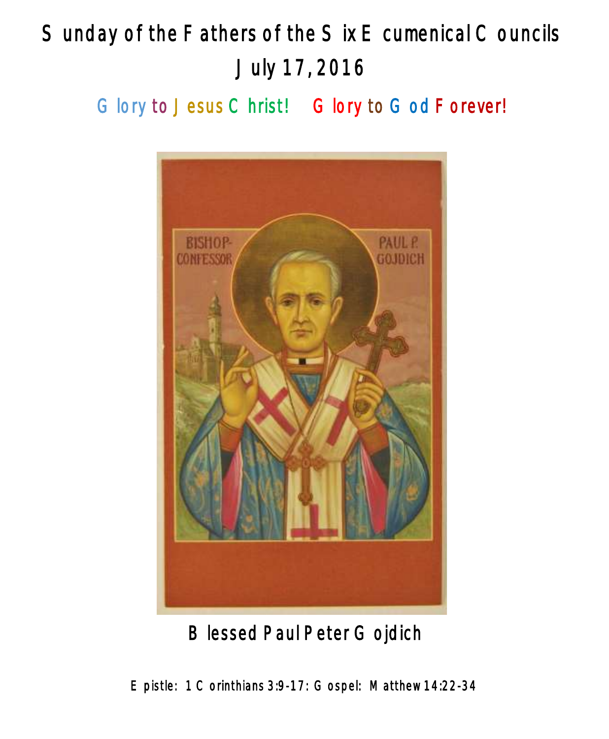# Sunday of the Fathers of the Six Ecumenical Councils

## July 17, 2016

Glory to Jesus Christ! Glory to God Forever!

Blessed Paul Peter Gojdich

Epistle: 1 Corinthians 3:9-17: Gospel: Matthew 14:22-34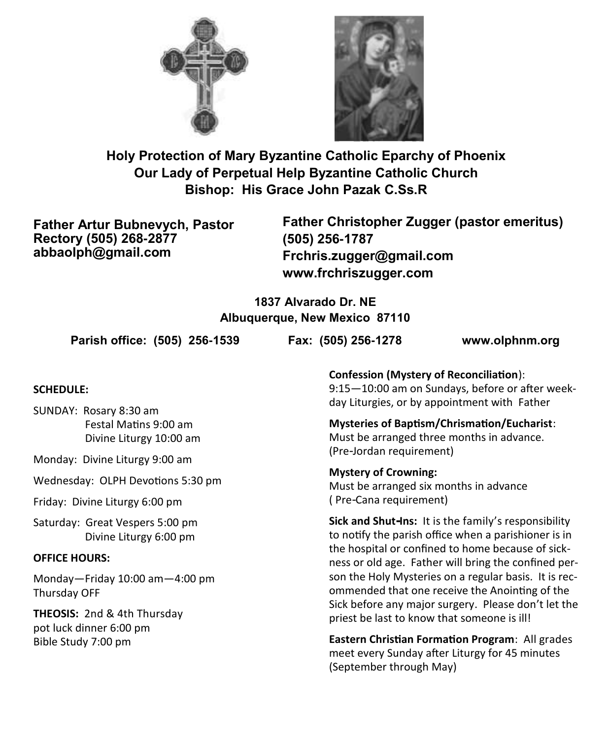**Holy Protection of Mary Byzantine Catholic Eparchy of Phoenix**
**Our Lady of Perpetual Help Byzantine Catholic Church**
**Bishop: His Grace John Pazak C.Ss.R**

**Father Artur Bubnevych, Pastor**
**Rectory (505) 268-2877**
**abbaolph@gmail.com**

**Father Christopher Zugger (pastor emeritus)**
**(505) 256-1787**
**Frchris.zugger@gmail.com**
**www.frchriszugger.com**

**1837 Alvarado Dr. NE**
**Albuquerque, New Mexico 87110**

**Parish office: (505) 256-1539** **Fax: (505) 256-1278** **www.olphnm.org**

**SCHEDULE:**

SUNDAY: Rosary 8:30 am
Festal Matins 9:00 am
Divine Liturgy 10:00 am

Monday: Divine Liturgy 9:00 am

Wednesday: OLPH Devotions 5:30 pm

Friday: Divine Liturgy 6:00 pm

Saturday: Great Vespers 5:00 pm
Divine Liturgy 6:00 pm

**OFFICE HOURS:**

Monday—Friday 10:00 am—4:00 pm
Thursday OFF

**THEOSIS:** 2nd & 4th Thursday
pot luck dinner 6:00 pm
Bible Study 7:00 pm

**Confession (Mystery of Reconciliation)**:
9:15—10:00 am on Sundays, before or after weekday Liturgies, or by appointment with Father

**Mysteries of Baptism/Chrismation/Eucharist**:
Must be arranged three months in advance.
(Pre-Jordan requirement)

**Mystery of Crowning:**
Must be arranged six months in advance
( Pre-Cana requirement)

**Sick and Shut-Ins:** It is the family's responsibility to notify the parish office when a parishioner is in the hospital or confined to home because of sickness or old age. Father will bring the confined person the Holy Mysteries on a regular basis. It is recommended that one receive the Anointing of the Sick before any major surgery. Please don't let the priest be last to know that someone is ill!

**Eastern Christian Formation Program**: All grades meet every Sunday after Liturgy for 45 minutes (September through May)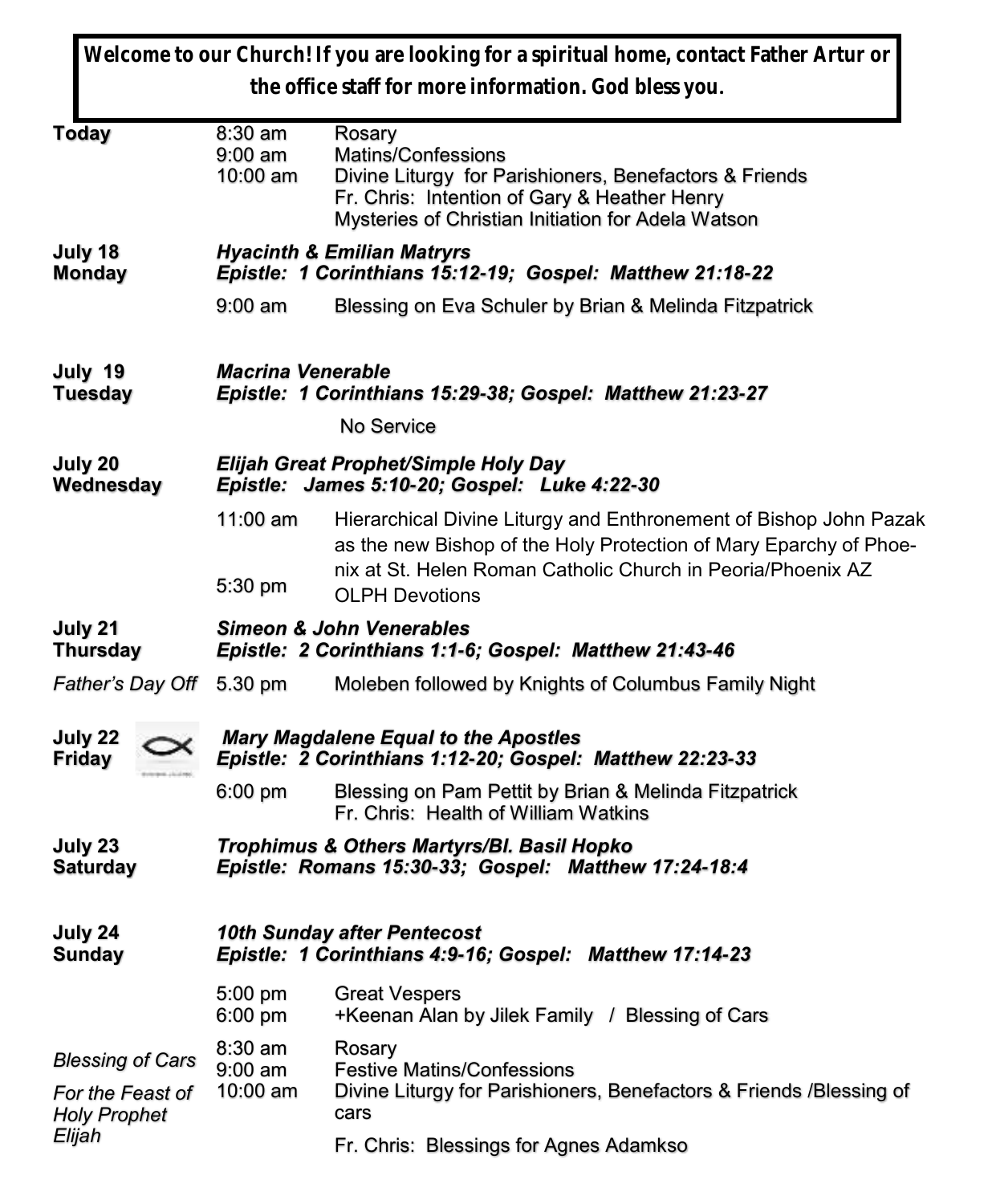**Welcome to our Church! If you are looking for a spiritual home, contact Father Artur or the office staff for more information. God bless you.**

| | | |
|---|---|---|
| **Today** | 8:30 am<br>9:00 am<br>10:00 am | Rosary<br>Matins/Confessions<br>Divine Liturgy for Parishioners, Benefactors & Friends<br>Fr. Chris: Intention of Gary & Heather Henry<br>Mysteries of Christian Initiation for Adela Watson |
| **July 18 Monday** | ***Hyacinth & Emilian Matryrs***<br>***Epistle: 1 Corinthians 15:12-19; Gospel: Matthew 21:18-22*** | |
| | 9:00 am | Blessing on Eva Schuler by Brian & Melinda Fitzpatrick |
| **July 19 Tuesday** | ***Macrina Venerable***<br>***Epistle: 1 Corinthians 15:29-38; Gospel: Matthew 21:23-27*** | |
| | | No Service |
| **July 20 Wednesday** | ***Elijah Great Prophet/Simple Holy Day***<br>***Epistle: James 5:10-20; Gospel: Luke 4:22-30*** | |
| | 11:00 am | Hierarchical Divine Liturgy and Enthronement of Bishop John Pazak as the new Bishop of the Holy Protection of Mary Eparchy of Phoenix at St. Helen Roman Catholic Church in Peoria/Phoenix AZ |
| | 5:30 pm | OLPH Devotions |
| **July 21 Thursday** | ***Simeon & John Venerables***<br>***Epistle: 2 Corinthians 1:1-6; Gospel: Matthew 21:43-46*** | |
| *Father's Day Off* | 5.30 pm | Moleben followed by Knights of Columbus Family Night |
| **July 22 Friday** | ***Mary Magdalene Equal to the Apostles***<br>***Epistle: 2 Corinthians 1:12-20; Gospel: Matthew 22:23-33*** | |
| | 6:00 pm | Blessing on Pam Pettit by Brian & Melinda Fitzpatrick<br>Fr. Chris: Health of William Watkins |
| **July 23 Saturday** | ***Trophimus & Others Martyrs/Bl. Basil Hopko***<br>***Epistle: Romans 15:30-33; Gospel: Matthew 17:24-18:4*** | |
| **July 24 Sunday** | ***10th Sunday after Pentecost***<br>***Epistle: 1 Corinthians 4:9-16; Gospel: Matthew 17:14-23*** | |
| | 5:00 pm<br>6:00 pm | Great Vespers<br>+Keenan Alan by Jilek Family / Blessing of Cars |
| *Blessing of Cars*<br>*For the Feast of Holy Prophet Elijah* | 8:30 am<br>9:00 am<br>10:00 am | Rosary<br>Festive Matins/Confessions<br>Divine Liturgy for Parishioners, Benefactors & Friends /Blessing of cars<br>Fr. Chris: Blessings for Agnes Adamkso |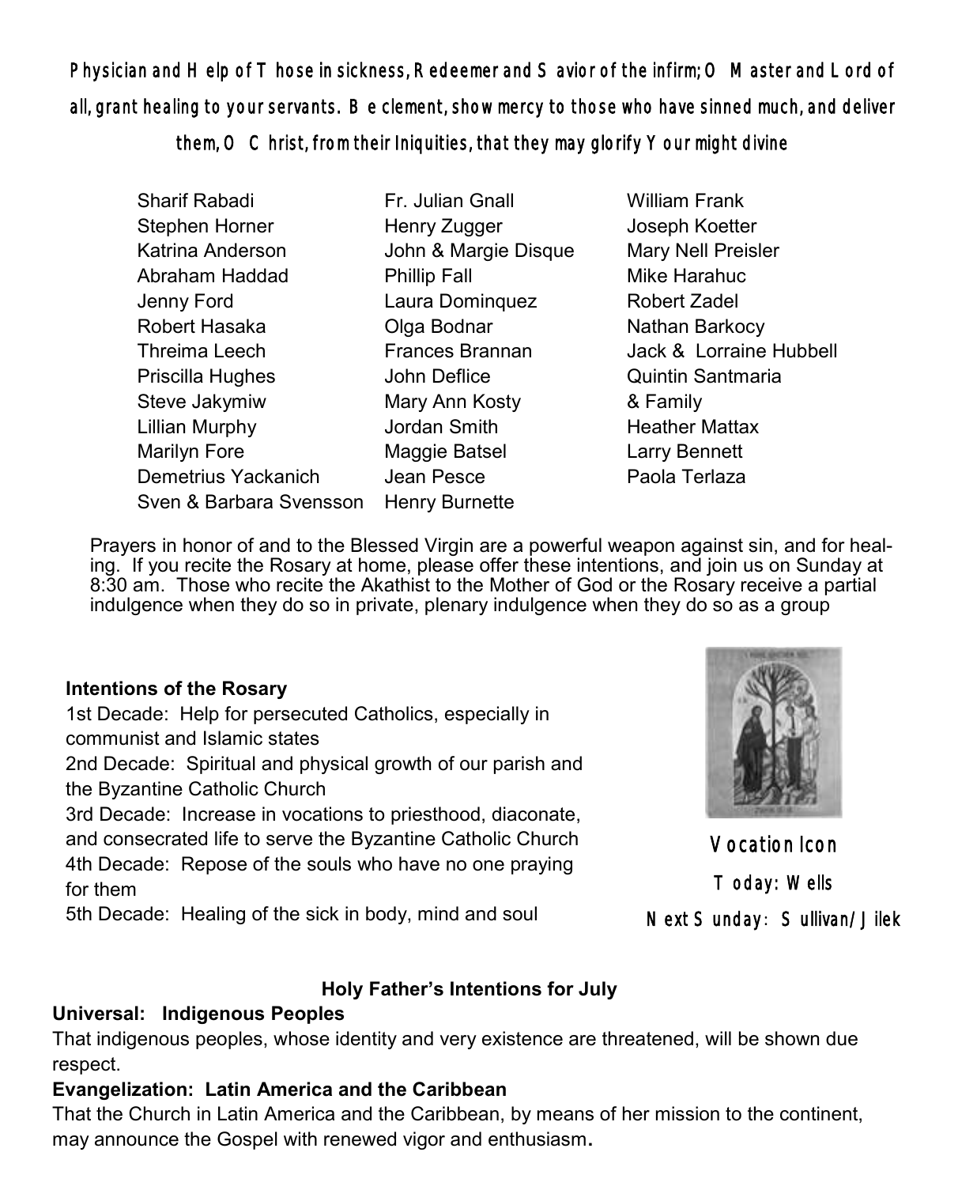**Physician and Help of Those in sickness, Redeemer and Savior of the infirm; O Master and Lord of all, grant healing to your servants. Be clement, show mercy to those who have sinned much, and deliver them, O Christ, from their Iniquities, that they may glorify Your might divine**

Sharif Rabadi
Stephen Horner
Katrina Anderson
Abraham Haddad
Jenny Ford
Robert Hasaka
Threima Leech
Priscilla Hughes
Steve Jakymiw
Lillian Murphy
Marilyn Fore
Demetrius Yackanich
Sven & Barbara Svensson
Fr. Julian Gnall
Henry Zugger
John & Margie Disque
Phillip Fall
Laura Dominquez
Olga Bodnar
Frances Brannan
John Deflice
Mary Ann Kosty
Jordan Smith
Maggie Batsel
Jean Pesce
Henry Burnette
William Frank
Joseph Koetter
Mary Nell Preisler
Mike Harahuc
Robert Zadel
Nathan Barkocy
Jack & Lorraine Hubbell
Quintin Santmaria & Family
Heather Mattax
Larry Bennett
Paola Terlaza

Prayers in honor of and to the Blessed Virgin are a powerful weapon against sin, and for healing. If you recite the Rosary at home, please offer these intentions, and join us on Sunday at 8:30 am. Those who recite the Akathist to the Mother of God or the Rosary receive a partial indulgence when they do so in private, plenary indulgence when they do so as a group

**Intentions of the Rosary**

1st Decade: Help for persecuted Catholics, especially in communist and Islamic states
2nd Decade: Spiritual and physical growth of our parish and the Byzantine Catholic Church
3rd Decade: Increase in vocations to priesthood, diaconate, and consecrated life to serve the Byzantine Catholic Church
4th Decade: Repose of the souls who have no one praying for them
5th Decade: Healing of the sick in body, mind and soul

**Vocation Icon**
Today: Wells
Next Sunday: Sullivan/Jilek

**Holy Father's Intentions for July**

**Universal: Indigenous Peoples**
That indigenous peoples, whose identity and very existence are threatened, will be shown due respect.

**Evangelization: Latin America and the Caribbean**
That the Church in Latin America and the Caribbean, by means of her mission to the continent, may announce the Gospel with renewed vigor and enthusiasm.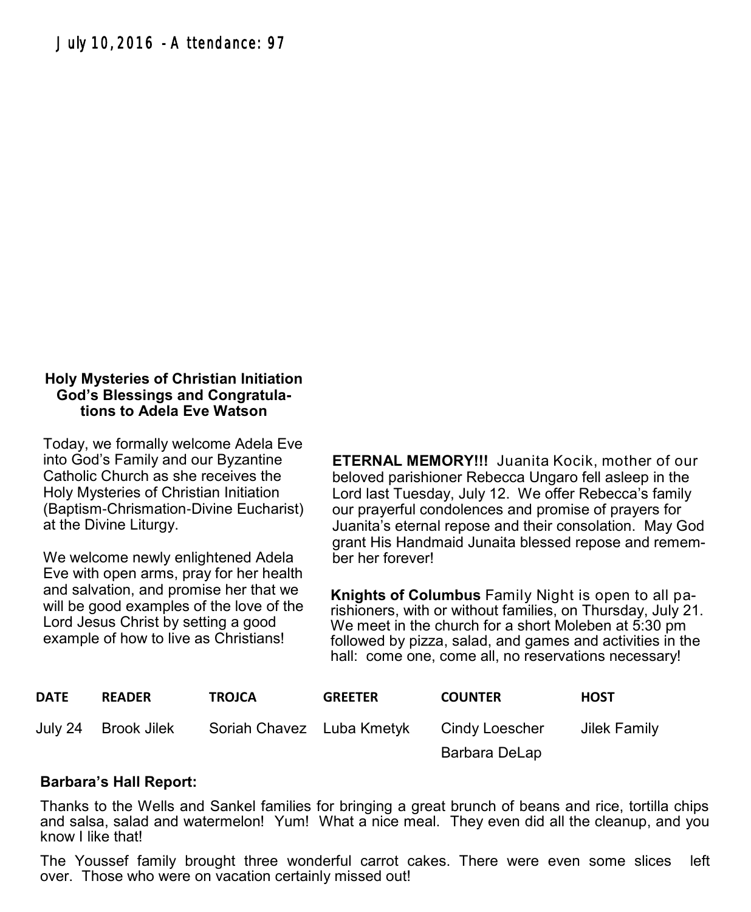July 10, 2016 - Attendance: 97

**Holy Mysteries of Christian Initiation**
**God's Blessings and Congratulations to Adela Eve Watson**

Today, we formally welcome Adela Eve into God's Family and our Byzantine Catholic Church as she receives the Holy Mysteries of Christian Initiation (Baptism-Chrismation-Divine Eucharist) at the Divine Liturgy.

We welcome newly enlightened Adela Eve with open arms, pray for her health and salvation, and promise her that we will be good examples of the love of the Lord Jesus Christ by setting a good example of how to live as Christians!

**ETERNAL MEMORY!!!** Juanita Kocik, mother of our beloved parishioner Rebecca Ungaro fell asleep in the Lord last Tuesday, July 12. We offer Rebecca's family our prayerful condolences and promise of prayers for Juanita's eternal repose and their consolation. May God grant His Handmaid Junaita blessed repose and remember her forever!

**Knights of Columbus** Family Night is open to all parishioners, with or without families, on Thursday, July 21. We meet in the church for a short Moleben at 5:30 pm followed by pizza, salad, and games and activities in the hall: come one, come all, no reservations necessary!

| DATE | READER | TROJCA | GREETER | COUNTER | HOST |
|---|---|---|---|---|---|
| July 24 | Brook Jilek | Soriah Chavez | Luba Kmetyk | Cindy Loescher | Jilek Family |
| | | | | Barbara DeLap | |

**Barbara's Hall Report:**

Thanks to the Wells and Sankel families for bringing a great brunch of beans and rice, tortilla chips and salsa, salad and watermelon! Yum! What a nice meal. They even did all the cleanup, and you know I like that!

The Youssef family brought three wonderful carrot cakes. There were even some slices left over. Those who were on vacation certainly missed out!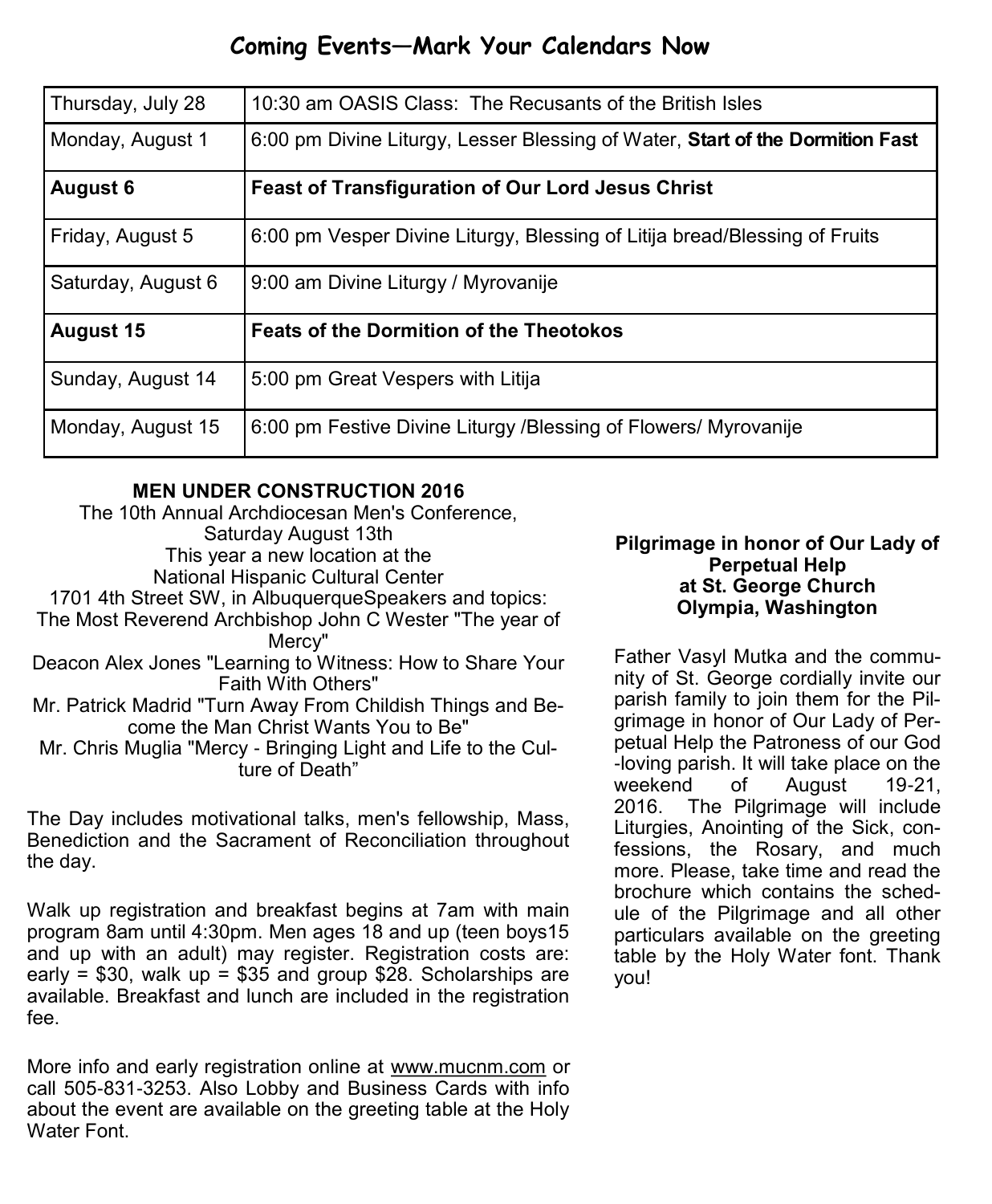# Coming Events—Mark Your Calendars Now

| | |
|---|---|
| Thursday, July 28 | 10:30 am OASIS Class: The Recusants of the British Isles |
| Monday, August 1 | 6:00 pm Divine Liturgy, Lesser Blessing of Water, **Start of the Dormition Fast** |
| **August 6** | **Feast of Transfiguration of Our Lord Jesus Christ** |
| Friday, August 5 | 6:00 pm Vesper Divine Liturgy, Blessing of Litija bread/Blessing of Fruits |
| Saturday, August 6 | 9:00 am Divine Liturgy / Myrovanije |
| **August 15** | **Feats of the Dormition of the Theotokos** |
| Sunday, August 14 | 5:00 pm Great Vespers with Litija |
| Monday, August 15 | 6:00 pm Festive Divine Liturgy /Blessing of Flowers/ Myrovanije |

**MEN UNDER CONSTRUCTION 2016**

The 10th Annual Archdiocesan Men's Conference,
Saturday August 13th
This year a new location at the
National Hispanic Cultural Center
1701 4th Street SW, in AlbuquerqueSpeakers and topics:
The Most Reverend Archbishop John C Wester "The year of Mercy"
Deacon Alex Jones "Learning to Witness: How to Share Your Faith With Others"
Mr. Patrick Madrid "Turn Away From Childish Things and Become the Man Christ Wants You to Be"
Mr. Chris Muglia "Mercy - Bringing Light and Life to the Culture of Death"

The Day includes motivational talks, men's fellowship, Mass, Benediction and the Sacrament of Reconciliation throughout the day.

Walk up registration and breakfast begins at 7am with main program 8am until 4:30pm. Men ages 18 and up (teen boys15 and up with an adult) may register. Registration costs are: early = $30, walk up = $35 and group $28. Scholarships are available. Breakfast and lunch are included in the registration fee.

More info and early registration online at www.mucnm.com or call 505-831-3253. Also Lobby and Business Cards with info about the event are available on the greeting table at the Holy Water Font.

**Pilgrimage in honor of Our Lady of Perpetual Help at St. George Church Olympia, Washington**

Father Vasyl Mutka and the community of St. George cordially invite our parish family to join them for the Pilgrimage in honor of Our Lady of Perpetual Help the Patroness of our God-loving parish. It will take place on the weekend of August 19-21, 2016. The Pilgrimage will include Liturgies, Anointing of the Sick, confessions, the Rosary, and much more. Please, take time and read the brochure which contains the schedule of the Pilgrimage and all other particulars available on the greeting table by the Holy Water font. Thank you!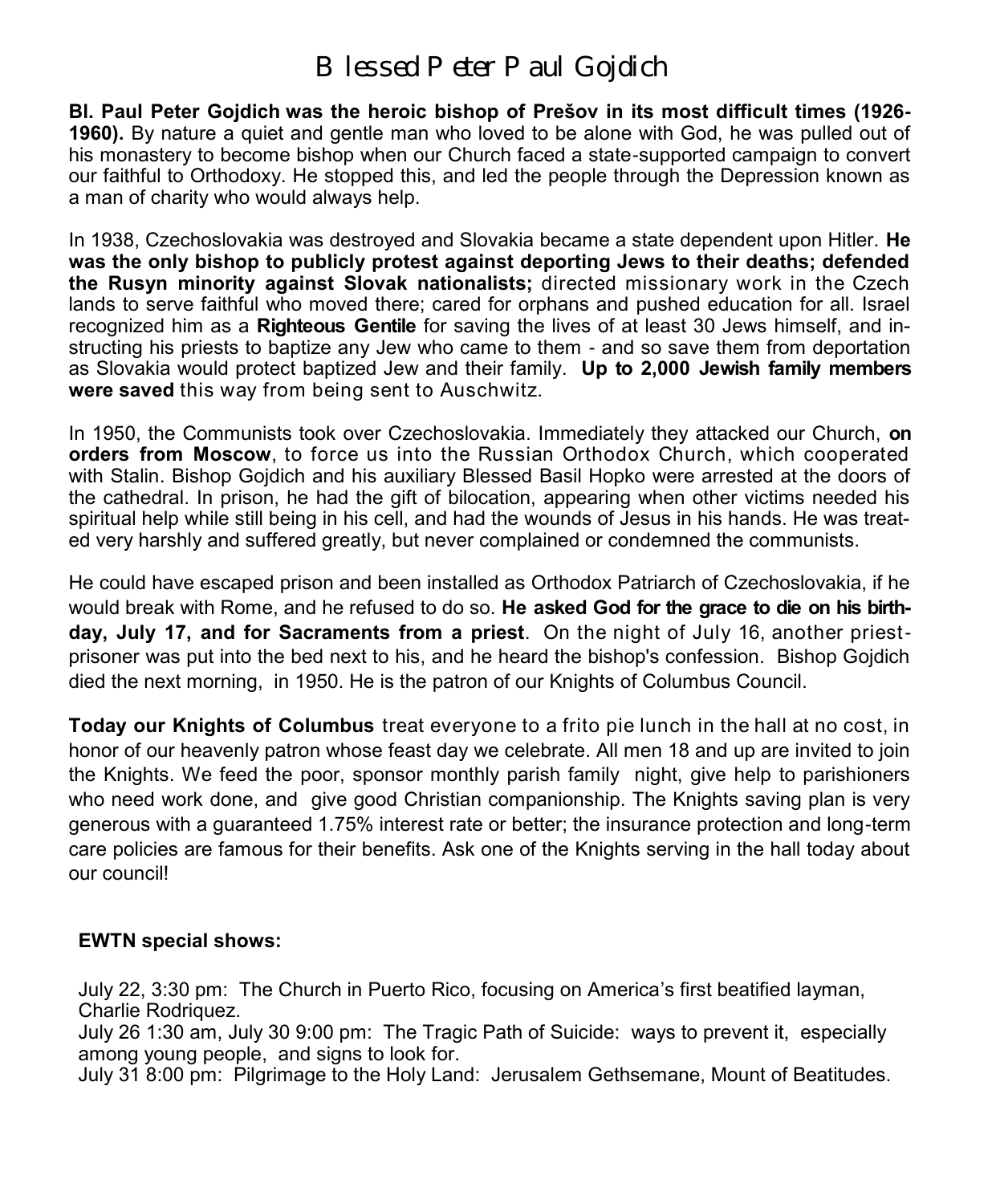# Blessed Peter Paul Gojdich

**Bl. Paul Peter Gojdich was the heroic bishop of Prešov in its most difficult times (1926-1960).** By nature a quiet and gentle man who loved to be alone with God, he was pulled out of his monastery to become bishop when our Church faced a state-supported campaign to convert our faithful to Orthodoxy. He stopped this, and led the people through the Depression known as a man of charity who would always help.

In 1938, Czechoslovakia was destroyed and Slovakia became a state dependent upon Hitler. **He was the only bishop to publicly protest against deporting Jews to their deaths; defended the Rusyn minority against Slovak nationalists;** directed missionary work in the Czech lands to serve faithful who moved there; cared for orphans and pushed education for all. Israel recognized him as a **Righteous Gentile** for saving the lives of at least 30 Jews himself, and instructing his priests to baptize any Jew who came to them - and so save them from deportation as Slovakia would protect baptized Jew and their family. **Up to 2,000 Jewish family members were saved** this way from being sent to Auschwitz.

In 1950, the Communists took over Czechoslovakia. Immediately they attacked our Church, **on orders from Moscow**, to force us into the Russian Orthodox Church, which cooperated with Stalin. Bishop Gojdich and his auxiliary Blessed Basil Hopko were arrested at the doors of the cathedral. In prison, he had the gift of bilocation, appearing when other victims needed his spiritual help while still being in his cell, and had the wounds of Jesus in his hands. He was treated very harshly and suffered greatly, but never complained or condemned the communists.

He could have escaped prison and been installed as Orthodox Patriarch of Czechoslovakia, if he would break with Rome, and he refused to do so. **He asked God for the grace to die on his birthday, July 17, and for Sacraments from a priest**. On the night of July 16, another priest-prisoner was put into the bed next to his, and he heard the bishop's confession. Bishop Gojdich died the next morning, in 1950. He is the patron of our Knights of Columbus Council.

**Today our Knights of Columbus** treat everyone to a frito pie lunch in the hall at no cost, in honor of our heavenly patron whose feast day we celebrate. All men 18 and up are invited to join the Knights. We feed the poor, sponsor monthly parish family night, give help to parishioners who need work done, and give good Christian companionship. The Knights saving plan is very generous with a guaranteed 1.75% interest rate or better; the insurance protection and long-term care policies are famous for their benefits. Ask one of the Knights serving in the hall today about our council!

**EWTN special shows:**

July 22, 3:30 pm: The Church in Puerto Rico, focusing on America's first beatified layman, Charlie Rodriquez.
July 26 1:30 am, July 30 9:00 pm: The Tragic Path of Suicide: ways to prevent it, especially among young people, and signs to look for.
July 31 8:00 pm: Pilgrimage to the Holy Land: Jerusalem Gethsemane, Mount of Beatitudes.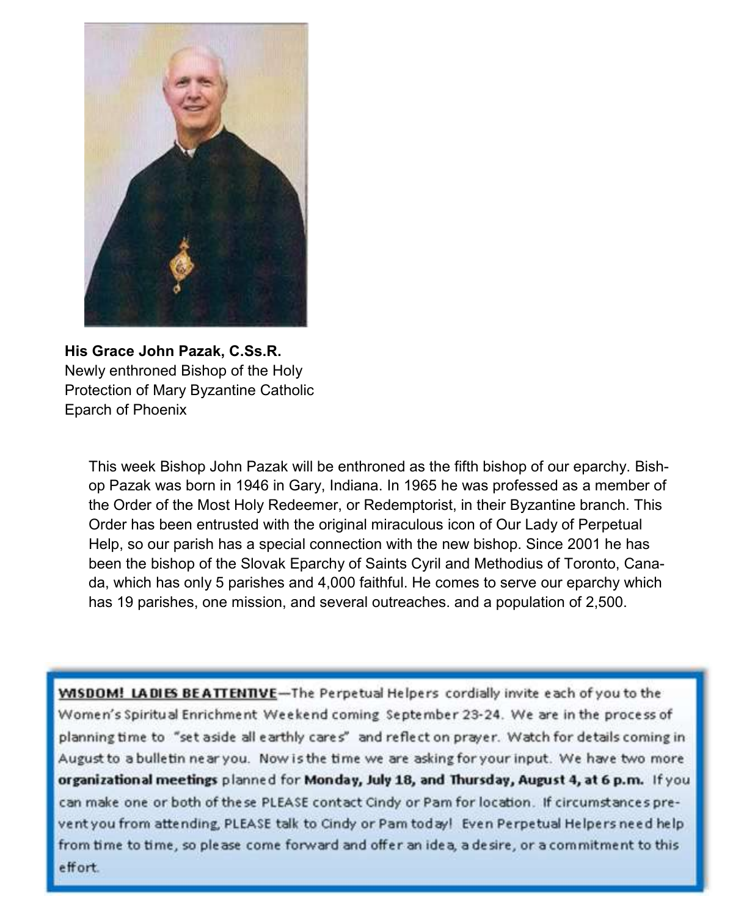**His Grace John Pazak, C.Ss.R.**
Newly enthroned Bishop of the Holy Protection of Mary Byzantine Catholic Eparch of Phoenix

This week Bishop John Pazak will be enthroned as the fifth bishop of our eparchy. Bishop Pazak was born in 1946 in Gary, Indiana. In 1965 he was professed as a member of the Order of the Most Holy Redeemer, or Redemptorist, in their Byzantine branch. This Order has been entrusted with the original miraculous icon of Our Lady of Perpetual Help, so our parish has a special connection with the new bishop. Since 2001 he has been the bishop of the Slovak Eparchy of Saints Cyril and Methodius of Toronto, Canada, which has only 5 parishes and 4,000 faithful. He comes to serve our eparchy which has 19 parishes, one mission, and several outreaches. and a population of 2,500.

**WISDOM! LADIES BE ATTENTIVE**—The Perpetual Helpers cordially invite each of you to the Women's Spiritual Enrichment Weekend coming September 23-24. We are in the process of planning time to "set aside all earthly cares" and reflect on prayer. Watch for details coming in August to a bulletin near you. Now is the time we are asking for your input. We have two more **organizational meetings** planned for **Monday, July 18, and Thursday, August 4, at 6 p.m.** If you can make one or both of these PLEASE contact Cindy or Pam for location. If circumstances prevent you from attending, PLEASE talk to Cindy or Pam today! Even Perpetual Helpers need help from time to time, so please come forward and offer an idea, a desire, or a commitment to this effort.